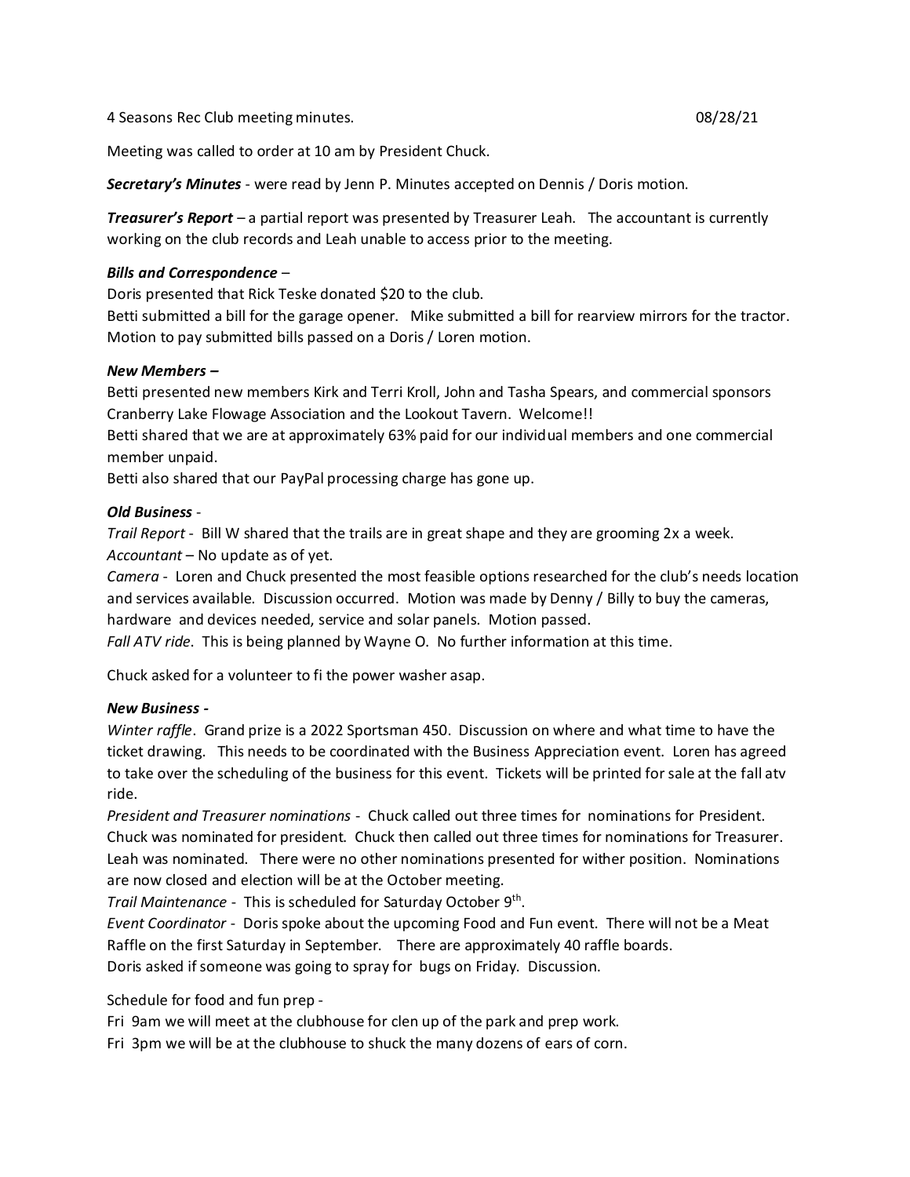4 Seasons Rec Club meeting minutes. 08/28/21

Meeting was called to order at 10 am by President Chuck.

***Secretary's Minutes*** - were read by Jenn P. Minutes accepted on Dennis / Doris motion.

***Treasurer's Report*** – a partial report was presented by Treasurer Leah. The accountant is currently working on the club records and Leah unable to access prior to the meeting.

***Bills and Correspondence*** –

Doris presented that Rick Teske donated $20 to the club.

Betti submitted a bill for the garage opener. Mike submitted a bill for rearview mirrors for the tractor. Motion to pay submitted bills passed on a Doris / Loren motion.

***New Members –***

Betti presented new members Kirk and Terri Kroll, John and Tasha Spears, and commercial sponsors Cranberry Lake Flowage Association and the Lookout Tavern. Welcome!!

Betti shared that we are at approximately 63% paid for our individual members and one commercial member unpaid.

Betti also shared that our PayPal processing charge has gone up.

***Old Business*** -

*Trail Report* - Bill W shared that the trails are in great shape and they are grooming 2x a week.

*Accountant* – No update as of yet.

*Camera* - Loren and Chuck presented the most feasible options researched for the club's needs location and services available. Discussion occurred. Motion was made by Denny / Billy to buy the cameras, hardware and devices needed, service and solar panels. Motion passed.

*Fall ATV ride*. This is being planned by Wayne O. No further information at this time.

Chuck asked for a volunteer to fi the power washer asap.

***New Business -***

*Winter raffle*. Grand prize is a 2022 Sportsman 450. Discussion on where and what time to have the ticket drawing. This needs to be coordinated with the Business Appreciation event. Loren has agreed to take over the scheduling of the business for this event. Tickets will be printed for sale at the fall atv ride.

*President and Treasurer nominations* - Chuck called out three times for nominations for President. Chuck was nominated for president. Chuck then called out three times for nominations for Treasurer. Leah was nominated. There were no other nominations presented for wither position. Nominations are now closed and election will be at the October meeting.

*Trail Maintenance* - This is scheduled for Saturday October 9th.

*Event Coordinator* - Doris spoke about the upcoming Food and Fun event. There will not be a Meat Raffle on the first Saturday in September. There are approximately 40 raffle boards.

Doris asked if someone was going to spray for bugs on Friday. Discussion.

Schedule for food and fun prep -

Fri 9am we will meet at the clubhouse for clen up of the park and prep work.

Fri 3pm we will be at the clubhouse to shuck the many dozens of ears of corn.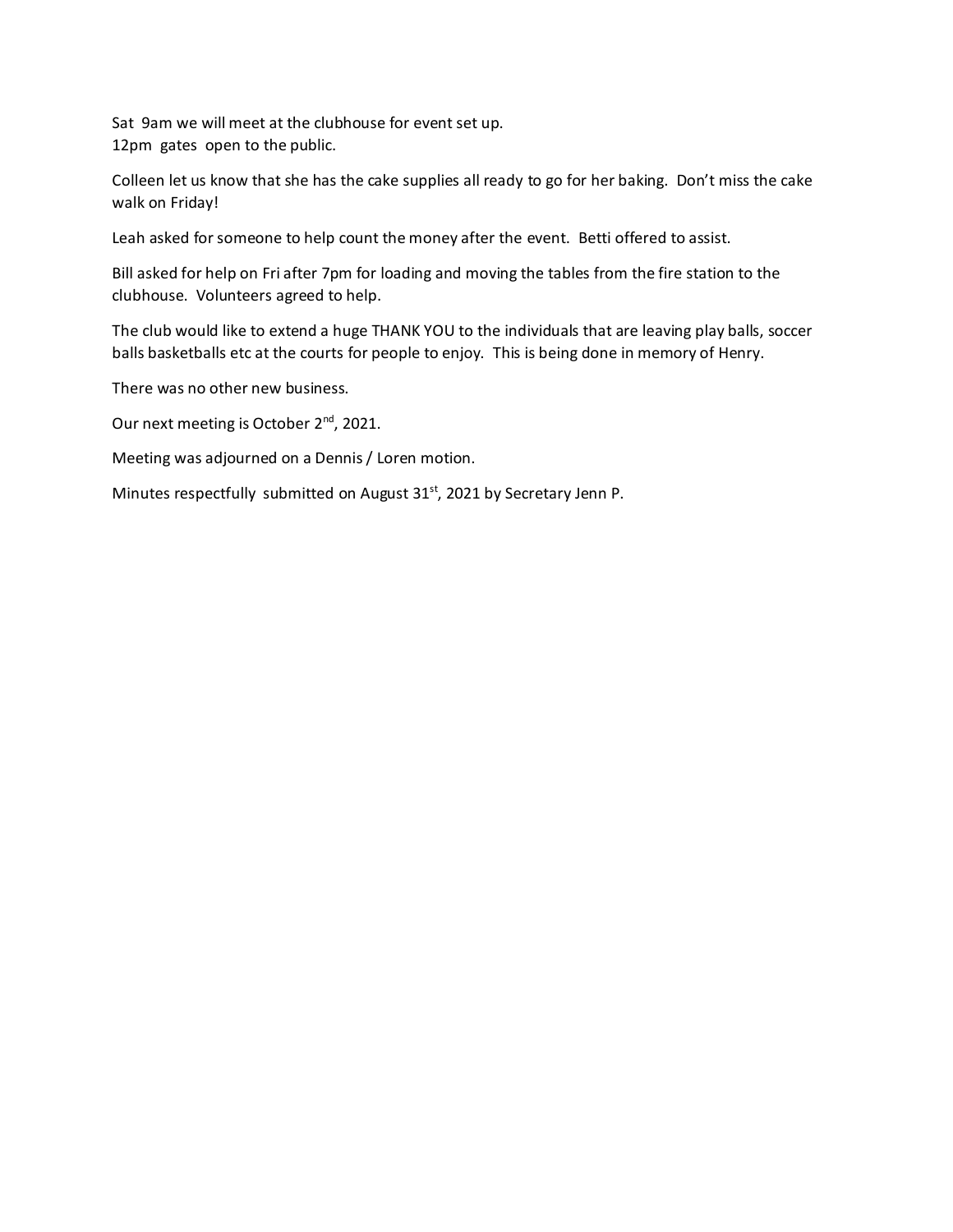Sat 9am we will meet at the clubhouse for event set up.
12pm gates open to the public.

Colleen let us know that she has the cake supplies all ready to go for her baking. Don't miss the cake walk on Friday!

Leah asked for someone to help count the money after the event. Betti offered to assist.

Bill asked for help on Fri after 7pm for loading and moving the tables from the fire station to the clubhouse. Volunteers agreed to help.

The club would like to extend a huge THANK YOU to the individuals that are leaving play balls, soccer balls basketballs etc at the courts for people to enjoy. This is being done in memory of Henry.

There was no other new business.

Our next meeting is October 2nd, 2021.

Meeting was adjourned on a Dennis / Loren motion.

Minutes respectfully submitted on August 31st, 2021 by Secretary Jenn P.